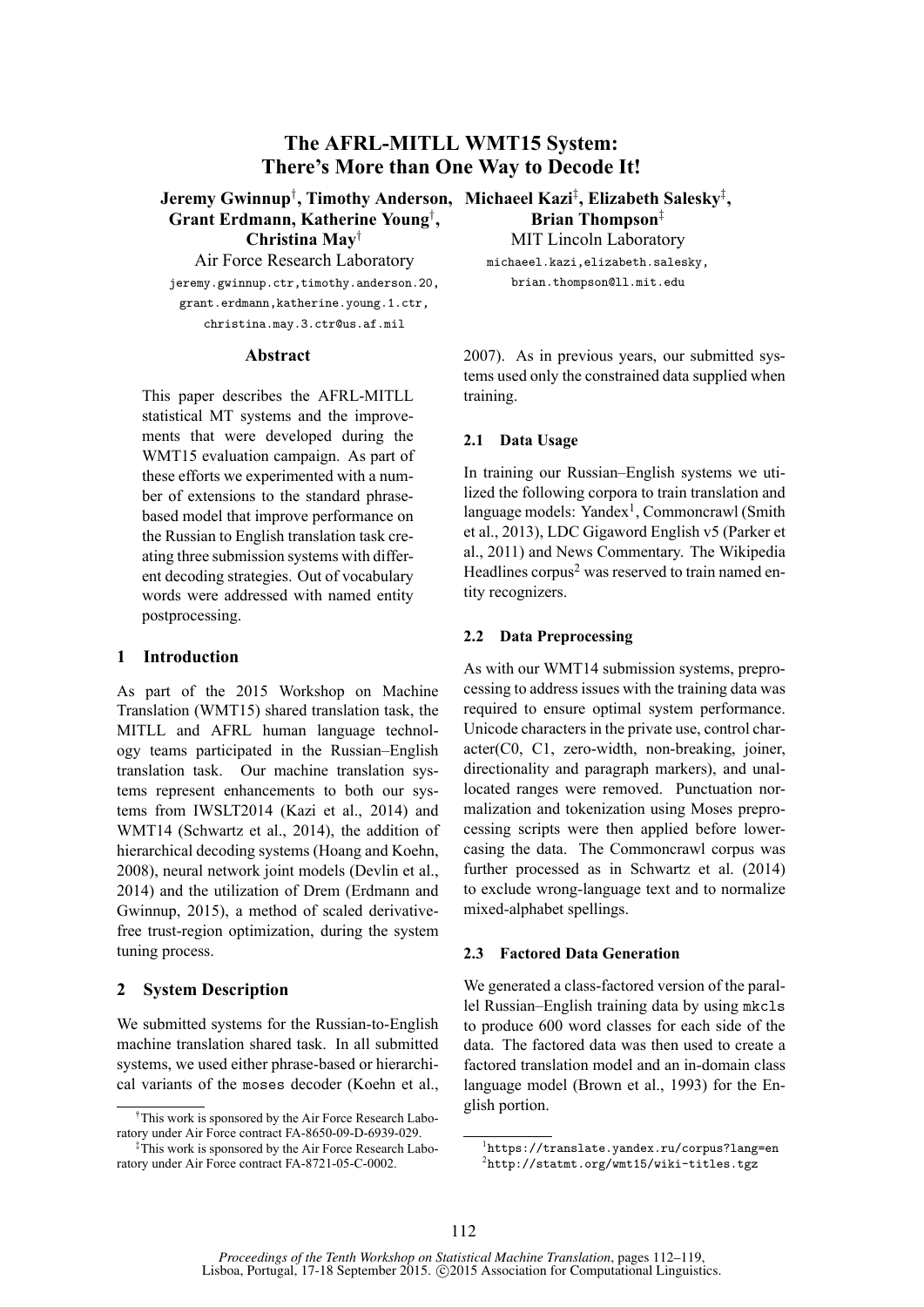# The AFRL-MITLL WMT15 System: There's More than One Way to Decode It!

**Jeremy Gwinnup**[†], **Timothy Anderson**, **Grant Erdmann**, **Katherine Young**[†], **Christina May**[†]
Air Force Research Laboratory
jeremy.gwinnup.ctr,timothy.anderson.20, grant.erdmann,katherine.young.1.ctr, christina.may.3.ctr@us.af.mil

**Michaeel Kazi**[‡], **Elizabeth Salesky**[‡], **Brian Thompson**[‡]
MIT Lincoln Laboratory
michaeel.kazi,elizabeth.salesky, brian.thompson@ll.mit.edu

## Abstract

This paper describes the AFRL-MITLL statistical MT systems and the improvements that were developed during the WMT15 evaluation campaign. As part of these efforts we experimented with a number of extensions to the standard phrase-based model that improve performance on the Russian to English translation task creating three submission systems with different decoding strategies. Out of vocabulary words were addressed with named entity postprocessing.

## 1 Introduction

As part of the 2015 Workshop on Machine Translation (WMT15) shared translation task, the MITLL and AFRL human language technology teams participated in the Russian–English translation task. Our machine translation systems represent enhancements to both our systems from IWSLT2014 (Kazi et al., 2014) and WMT14 (Schwartz et al., 2014), the addition of hierarchical decoding systems (Hoang and Koehn, 2008), neural network joint models (Devlin et al., 2014) and the utilization of Drem (Erdmann and Gwinnup, 2015), a method of scaled derivative-free trust-region optimization, during the system tuning process.

## 2 System Description

We submitted systems for the Russian-to-English machine translation shared task. In all submitted systems, we used either phrase-based or hierarchical variants of the moses decoder (Koehn et al., 2007). As in previous years, our submitted systems used only the constrained data supplied when training.

### 2.1 Data Usage

In training our Russian–English systems we utilized the following corpora to train translation and language models: Yandex[1], Commoncrawl (Smith et al., 2013), LDC Gigaword English v5 (Parker et al., 2011) and News Commentary. The Wikipedia Headlines corpus[2] was reserved to train named entity recognizers.

### 2.2 Data Preprocessing

As with our WMT14 submission systems, preprocessing to address issues with the training data was required to ensure optimal system performance. Unicode characters in the private use, control character(C0, C1, zero-width, non-breaking, joiner, directionality and paragraph markers), and unallocated ranges were removed. Punctuation normalization and tokenization using Moses preprocessing scripts were then applied before lowercasing the data. The Commoncrawl corpus was further processed as in Schwartz et al. (2014) to exclude wrong-language text and to normalize mixed-alphabet spellings.

### 2.3 Factored Data Generation

We generated a class-factored version of the parallel Russian–English training data by using mkcls to produce 600 word classes for each side of the data. The factored data was then used to create a factored translation model and an in-domain class language model (Brown et al., 1993) for the English portion.

[†]This work is sponsored by the Air Force Research Laboratory under Air Force contract FA-8650-09-D-6939-029.

[‡]This work is sponsored by the Air Force Research Laboratory under Air Force contract FA-8721-05-C-0002.

[1]https://translate.yandex.ru/corpus?lang=en

[2]http://statmt.org/wmt15/wiki-titles.tgz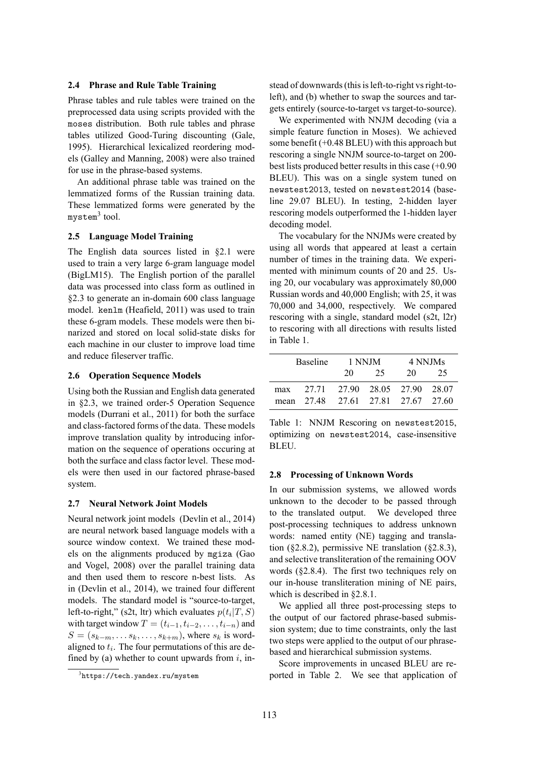### 2.4 Phrase and Rule Table Training

Phrase tables and rule tables were trained on the preprocessed data using scripts provided with the moses distribution. Both rule tables and phrase tables utilized Good-Turing discounting (Gale, 1995). Hierarchical lexicalized reordering models (Galley and Manning, 2008) were also trained for use in the phrase-based systems.

An additional phrase table was trained on the lemmatized forms of the Russian training data. These lemmatized forms were generated by the mystem[3] tool.

### 2.5 Language Model Training

The English data sources listed in §2.1 were used to train a very large 6-gram language model (BigLM15). The English portion of the parallel data was processed into class form as outlined in §2.3 to generate an in-domain 600 class language model. kenlm (Heafield, 2011) was used to train these 6-gram models. These models were then binarized and stored on local solid-state disks for each machine in our cluster to improve load time and reduce fileserver traffic.

### 2.6 Operation Sequence Models

Using both the Russian and English data generated in §2.3, we trained order-5 Operation Sequence models (Durrani et al., 2011) for both the surface and class-factored forms of the data. These models improve translation quality by introducing information on the sequence of operations occuring at both the surface and class factor level. These models were then used in our factored phrase-based system.

### 2.7 Neural Network Joint Models

Neural network joint models (Devlin et al., 2014) are neural network based language models with a source window context. We trained these models on the alignments produced by mgiza (Gao and Vogel, 2008) over the parallel training data and then used them to rescore n-best lists. As in (Devlin et al., 2014), we trained four different models. The standard model is "source-to-target, left-to-right," (s2t, ltr) which evaluates $p(t_i|T, S)$ with target window $T = (t_{i-1}, t_{i-2}, \ldots, t_{i-n})$ and $S = (s_{k-m}, \ldots s_k, \ldots, s_{k+m})$, where $s_k$ is word-aligned to $t_i$. The four permutations of this are defined by (a) whether to count upwards from $i$, instead of downwards (this is left-to-right vs right-to-left), and (b) whether to swap the sources and targets entirely (source-to-target vs target-to-source).

We experimented with NNJM decoding (via a simple feature function in Moses). We achieved some benefit (+0.48 BLEU) with this approach but rescoring a single NNJM source-to-target on 200-best lists produced better results in this case (+0.90 BLEU). This was on a single system tuned on newstest2013, tested on newstest2014 (baseline 29.07 BLEU). In testing, 2-hidden layer rescoring models outperformed the 1-hidden layer decoding model.

The vocabulary for the NNJMs were created by using all words that appeared at least a certain number of times in the training data. We experimented with minimum counts of 20 and 25. Using 20, our vocabulary was approximately 80,000 Russian words and 40,000 English; with 25, it was 70,000 and 34,000, respectively. We compared rescoring with a single, standard model (s2t, l2r) to rescoring with all directions with results listed in Table 1.

| | Baseline | 1 NNJM | | 4 NNJMs | |
|---|---|---|---|---|---|
| | | 20 | 25 | 20 | 25 |
| max | 27.71 | 27.90 | 28.05 | 27.90 | 28.07 |
| mean | 27.48 | 27.61 | 27.81 | 27.67 | 27.60 |

Table 1: NNJM Rescoring on newstest2015, optimizing on newstest2014, case-insensitive BLEU.

### 2.8 Processing of Unknown Words

In our submission systems, we allowed words unknown to the decoder to be passed through to the translated output. We developed three post-processing techniques to address unknown words: named entity (NE) tagging and translation (§2.8.2), permissive NE translation (§2.8.3), and selective transliteration of the remaining OOV words (§2.8.4). The first two techniques rely on our in-house transliteration mining of NE pairs, which is described in §2.8.1.

We applied all three post-processing steps to the output of our factored phrase-based submission system; due to time constraints, only the last two steps were applied to the output of our phrase-based and hierarchical submission systems.

Score improvements in uncased BLEU are reported in Table 2. We see that application of

[3] https://tech.yandex.ru/mystem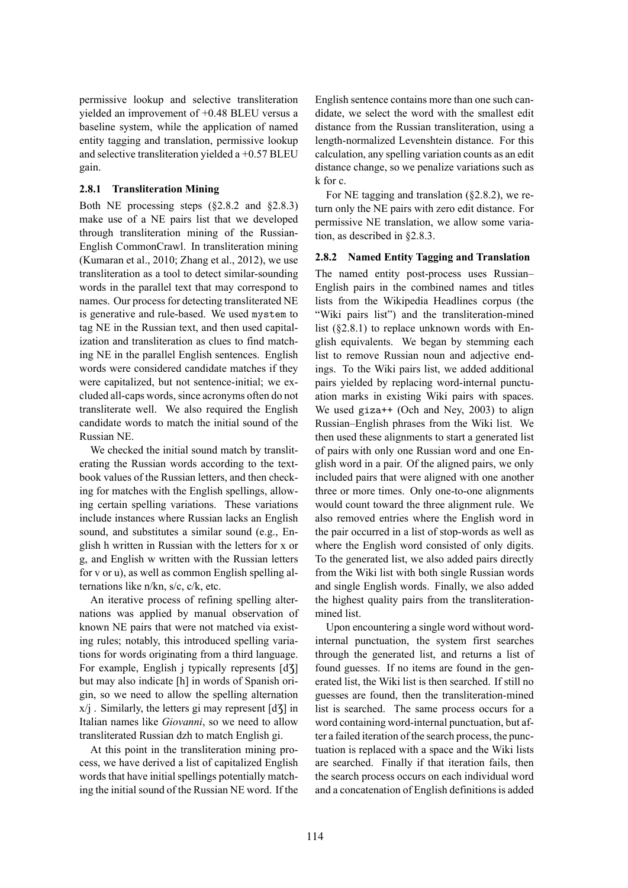permissive lookup and selective transliteration yielded an improvement of +0.48 BLEU versus a baseline system, while the application of named entity tagging and translation, permissive lookup and selective transliteration yielded a +0.57 BLEU gain.

#### 2.8.1 Transliteration Mining

Both NE processing steps (§2.8.2 and §2.8.3) make use of a NE pairs list that we developed through transliteration mining of the Russian-English CommonCrawl. In transliteration mining (Kumaran et al., 2010; Zhang et al., 2012), we use transliteration as a tool to detect similar-sounding words in the parallel text that may correspond to names. Our process for detecting transliterated NE is generative and rule-based. We used `mystem` to tag NE in the Russian text, and then used capitalization and transliteration as clues to find matching NE in the parallel English sentences. English words were considered candidate matches if they were capitalized, but not sentence-initial; we excluded all-caps words, since acronyms often do not transliterate well. We also required the English candidate words to match the initial sound of the Russian NE.

We checked the initial sound match by transliterating the Russian words according to the textbook values of the Russian letters, and then checking for matches with the English spellings, allowing certain spelling variations. These variations include instances where Russian lacks an English sound, and substitutes a similar sound (e.g., English h written in Russian with the letters for x or g, and English w written with the Russian letters for v or u), as well as common English spelling alternations like n/kn, s/c, c/k, etc.

An iterative process of refining spelling alternations was applied by manual observation of known NE pairs that were not matched via existing rules; notably, this introduced spelling variations for words originating from a third language. For example, English j typically represents [dʒ] but may also indicate [h] in words of Spanish origin, so we need to allow the spelling alternation x/j . Similarly, the letters gi may represent [dʒ] in Italian names like *Giovanni*, so we need to allow transliterated Russian dzh to match English gi.

At this point in the transliteration mining process, we have derived a list of capitalized English words that have initial spellings potentially matching the initial sound of the Russian NE word. If the English sentence contains more than one such candidate, we select the word with the smallest edit distance from the Russian transliteration, using a length-normalized Levenshtein distance. For this calculation, any spelling variation counts as an edit distance change, so we penalize variations such as k for c.

For NE tagging and translation (§2.8.2), we return only the NE pairs with zero edit distance. For permissive NE translation, we allow some variation, as described in §2.8.3.

#### 2.8.2 Named Entity Tagging and Translation

The named entity post-process uses Russian–English pairs in the combined names and titles lists from the Wikipedia Headlines corpus (the "Wiki pairs list") and the transliteration-mined list (§2.8.1) to replace unknown words with English equivalents. We began by stemming each list to remove Russian noun and adjective endings. To the Wiki pairs list, we added additional pairs yielded by replacing word-internal punctuation marks in existing Wiki pairs with spaces. We used `giza++` (Och and Ney, 2003) to align Russian–English phrases from the Wiki list. We then used these alignments to start a generated list of pairs with only one Russian word and one English word in a pair. Of the aligned pairs, we only included pairs that were aligned with one another three or more times. Only one-to-one alignments would count toward the three alignment rule. We also removed entries where the English word in the pair occurred in a list of stop-words as well as where the English word consisted of only digits. To the generated list, we also added pairs directly from the Wiki list with both single Russian words and single English words. Finally, we also added the highest quality pairs from the transliteration-mined list.

Upon encountering a single word without word-internal punctuation, the system first searches through the generated list, and returns a list of found guesses. If no items are found in the generated list, the Wiki list is then searched. If still no guesses are found, then the transliteration-mined list is searched. The same process occurs for a word containing word-internal punctuation, but after a failed iteration of the search process, the punctuation is replaced with a space and the Wiki lists are searched. Finally if that iteration fails, then the search process occurs on each individual word and a concatenation of English definitions is added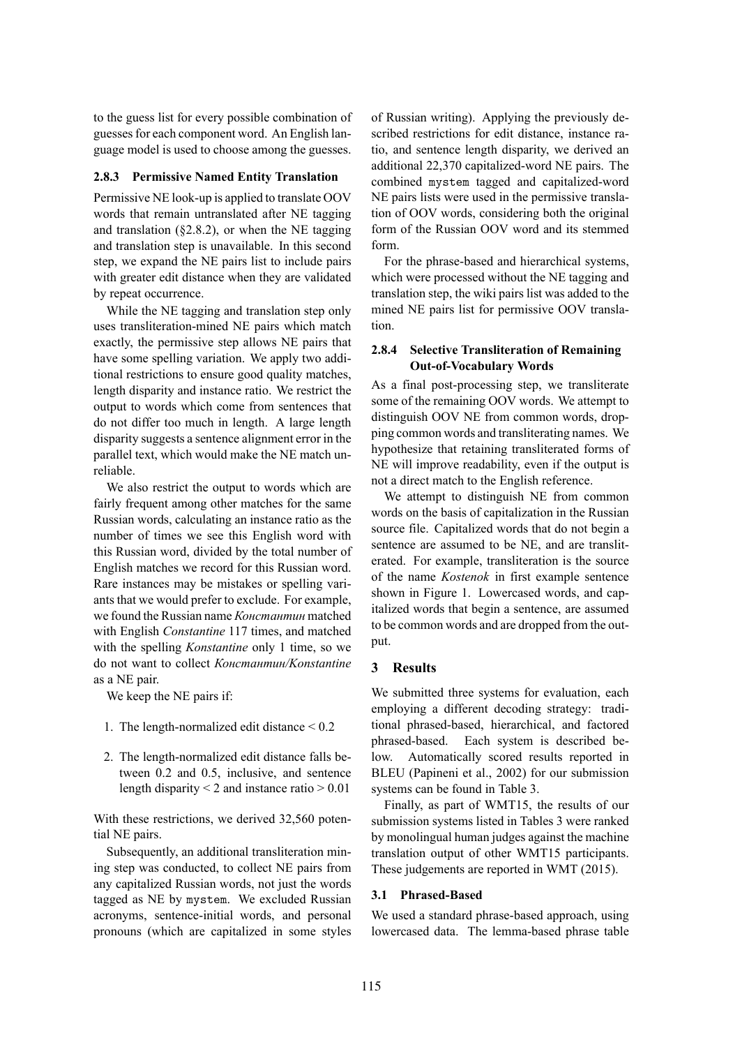to the guess list for every possible combination of guesses for each component word. An English language model is used to choose among the guesses.

#### 2.8.3 Permissive Named Entity Translation

Permissive NE look-up is applied to translate OOV words that remain untranslated after NE tagging and translation (§2.8.2), or when the NE tagging and translation step is unavailable. In this second step, we expand the NE pairs list to include pairs with greater edit distance when they are validated by repeat occurrence.

While the NE tagging and translation step only uses transliteration-mined NE pairs which match exactly, the permissive step allows NE pairs that have some spelling variation. We apply two additional restrictions to ensure good quality matches, length disparity and instance ratio. We restrict the output to words which come from sentences that do not differ too much in length. A large length disparity suggests a sentence alignment error in the parallel text, which would make the NE match unreliable.

We also restrict the output to words which are fairly frequent among other matches for the same Russian words, calculating an instance ratio as the number of times we see this English word with this Russian word, divided by the total number of English matches we record for this Russian word. Rare instances may be mistakes or spelling variants that we would prefer to exclude. For example, we found the Russian name *Константин* matched with English *Constantine* 117 times, and matched with the spelling *Konstantine* only 1 time, so we do not want to collect *Константин/Konstantine* as a NE pair.

We keep the NE pairs if:

1. The length-normalized edit distance $< 0.2$
2. The length-normalized edit distance falls between 0.2 and 0.5, inclusive, and sentence length disparity $< 2$ and instance ratio $> 0.01$

With these restrictions, we derived 32,560 potential NE pairs.

Subsequently, an additional transliteration mining step was conducted, to collect NE pairs from any capitalized Russian words, not just the words tagged as NE by `mystem`. We excluded Russian acronyms, sentence-initial words, and personal pronouns (which are capitalized in some styles of Russian writing). Applying the previously described restrictions for edit distance, instance ratio, and sentence length disparity, we derived an additional 22,370 capitalized-word NE pairs. The combined `mystem` tagged and capitalized-word NE pairs lists were used in the permissive translation of OOV words, considering both the original form of the Russian OOV word and its stemmed form.

For the phrase-based and hierarchical systems, which were processed without the NE tagging and translation step, the wiki pairs list was added to the mined NE pairs list for permissive OOV translation.

#### 2.8.4 Selective Transliteration of Remaining Out-of-Vocabulary Words

As a final post-processing step, we transliterate some of the remaining OOV words. We attempt to distinguish OOV NE from common words, dropping common words and transliterating names. We hypothesize that retaining transliterated forms of NE will improve readability, even if the output is not a direct match to the English reference.

We attempt to distinguish NE from common words on the basis of capitalization in the Russian source file. Capitalized words that do not begin a sentence are assumed to be NE, and are transliterated. For example, transliteration is the source of the name *Kostenok* in first example sentence shown in Figure 1. Lowercased words, and capitalized words that begin a sentence, are assumed to be common words and are dropped from the output.

## 3 Results

We submitted three systems for evaluation, each employing a different decoding strategy: traditional phrased-based, hierarchical, and factored phrased-based. Each system is described below. Automatically scored results reported in BLEU (Papineni et al., 2002) for our submission systems can be found in Table 3.

Finally, as part of WMT15, the results of our submission systems listed in Tables 3 were ranked by monolingual human judges against the machine translation output of other WMT15 participants. These judgements are reported in WMT (2015).

### 3.1 Phrased-Based

We used a standard phrase-based approach, using lowercased data. The lemma-based phrase table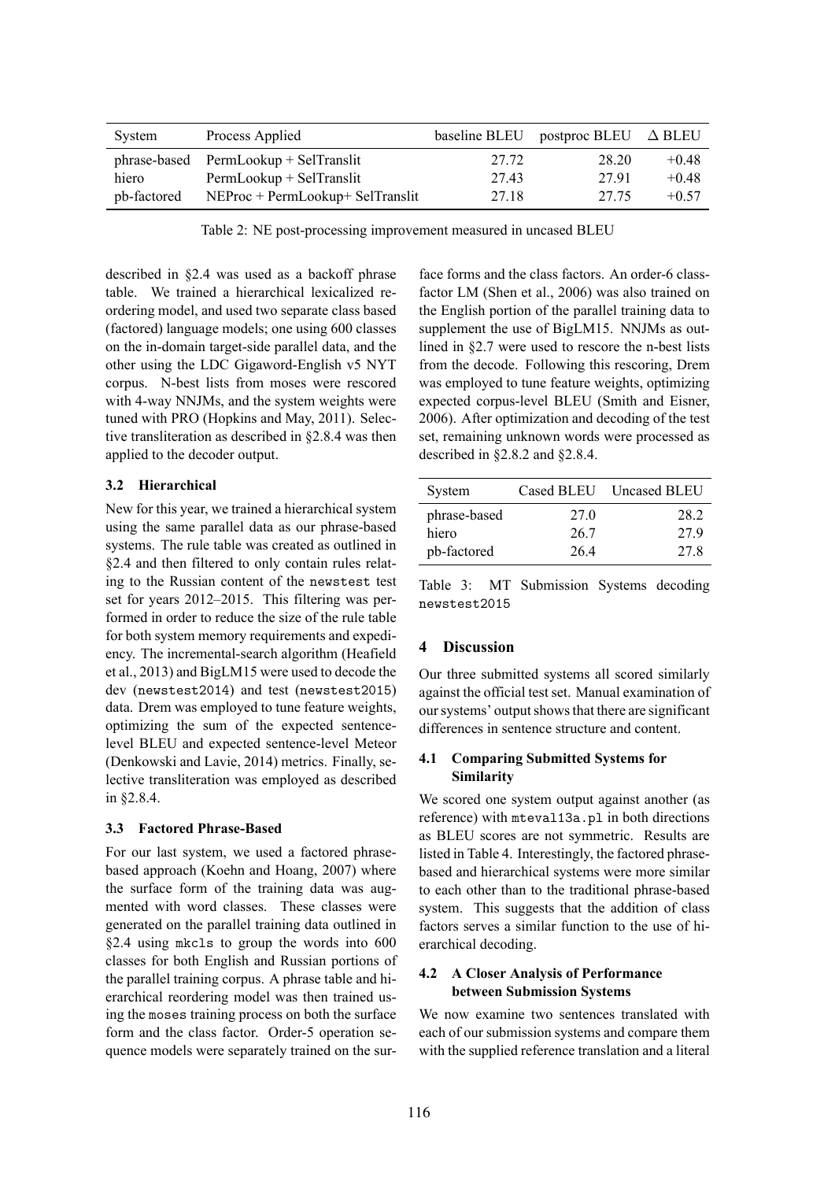| System | Process Applied | baseline BLEU | postproc BLEU | Δ BLEU |
|---|---|---|---|---|
| phrase-based | PermLookup + SelTranslit | 27.72 | 28.20 | +0.48 |
| hiero | PermLookup + SelTranslit | 27.43 | 27.91 | +0.48 |
| pb-factored | NEProc + PermLookup+ SelTranslit | 27.18 | 27.75 | +0.57 |

Table 2: NE post-processing improvement measured in uncased BLEU

described in §2.4 was used as a backoff phrase table. We trained a hierarchical lexicalized reordering model, and used two separate class based (factored) language models; one using 600 classes on the in-domain target-side parallel data, and the other using the LDC Gigaword-English v5 NYT corpus. N-best lists from moses were rescored with 4-way NNJMs, and the system weights were tuned with PRO (Hopkins and May, 2011). Selective transliteration as described in §2.8.4 was then applied to the decoder output.

### 3.2 Hierarchical

New for this year, we trained a hierarchical system using the same parallel data as our phrase-based systems. The rule table was created as outlined in §2.4 and then filtered to only contain rules relating to the Russian content of the `newstest` test set for years 2012–2015. This filtering was performed in order to reduce the size of the rule table for both system memory requirements and expediency. The incremental-search algorithm (Heafield et al., 2013) and BigLM15 were used to decode the dev (`newstest2014`) and test (`newstest2015`) data. Drem was employed to tune feature weights, optimizing the sum of the expected sentence-level BLEU and expected sentence-level Meteor (Denkowski and Lavie, 2014) metrics. Finally, selective transliteration was employed as described in §2.8.4.

### 3.3 Factored Phrase-Based

For our last system, we used a factored phrase-based approach (Koehn and Hoang, 2007) where the surface form of the training data was augmented with word classes. These classes were generated on the parallel training data outlined in §2.4 using `mkcls` to group the words into 600 classes for both English and Russian portions of the parallel training corpus. A phrase table and hierarchical reordering model was then trained using the `moses` training process on both the surface form and the class factor. Order-5 operation sequence models were separately trained on the surface forms and the class factors. An order-6 class-factor LM (Shen et al., 2006) was also trained on the English portion of the parallel training data to supplement the use of BigLM15. NNJMs as outlined in §2.7 were used to rescore the n-best lists from the decode. Following this rescoring, Drem was employed to tune feature weights, optimizing expected corpus-level BLEU (Smith and Eisner, 2006). After optimization and decoding of the test set, remaining unknown words were processed as described in §2.8.2 and §2.8.4.

| System | Cased BLEU | Uncased BLEU |
|---|---|---|
| phrase-based | 27.0 | 28.2 |
| hiero | 26.7 | 27.9 |
| pb-factored | 26.4 | 27.8 |

Table 3: MT Submission Systems decoding `newstest2015`

## 4 Discussion

Our three submitted systems all scored similarly against the official test set. Manual examination of our systems' output shows that there are significant differences in sentence structure and content.

### 4.1 Comparing Submitted Systems for Similarity

We scored one system output against another (as reference) with `mteval13a.pl` in both directions as BLEU scores are not symmetric. Results are listed in Table 4. Interestingly, the factored phrase-based and hierarchical systems were more similar to each other than to the traditional phrase-based system. This suggests that the addition of class factors serves a similar function to the use of hierarchical decoding.

### 4.2 A Closer Analysis of Performance between Submission Systems

We now examine two sentences translated with each of our submission systems and compare them with the supplied reference translation and a literal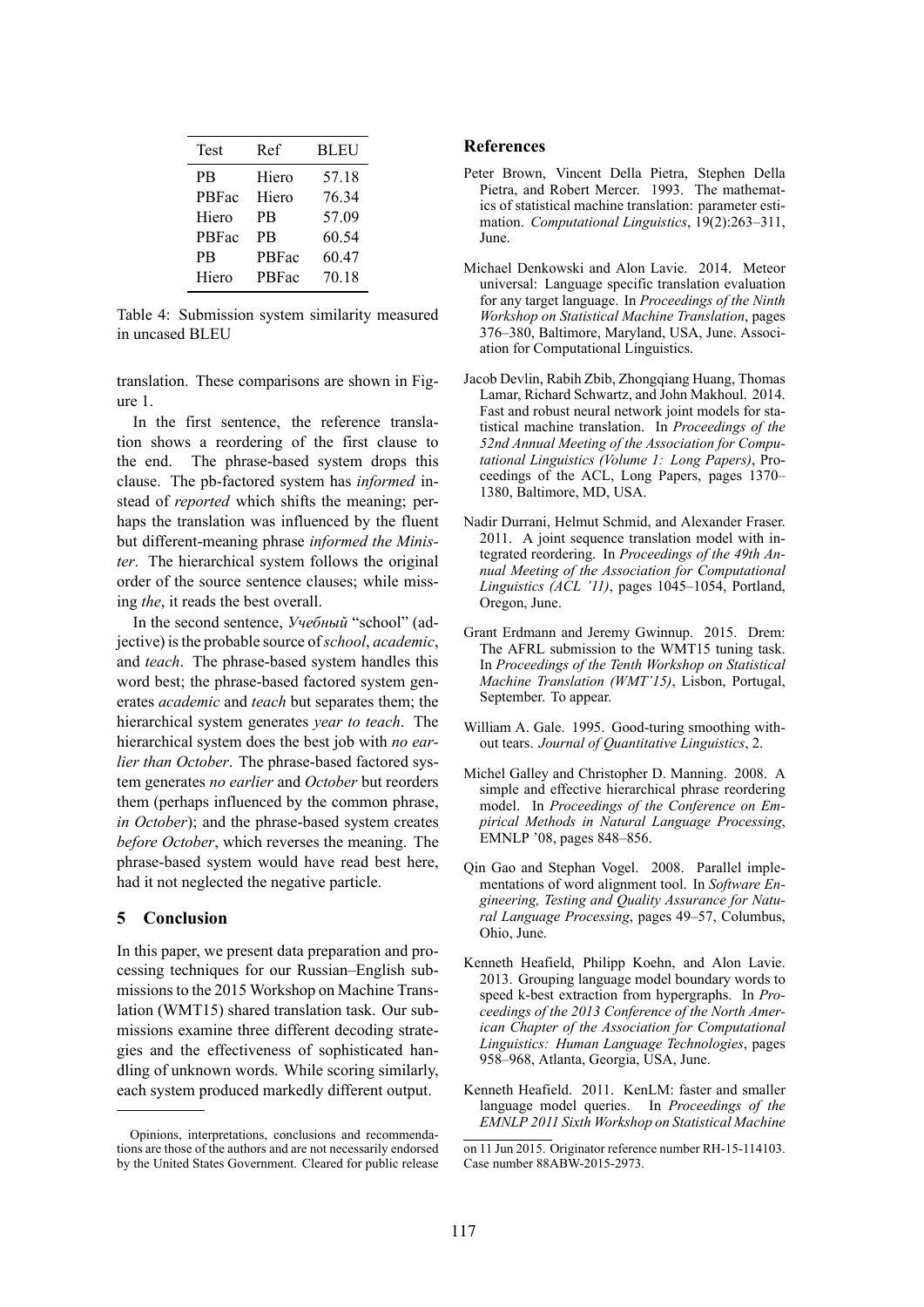| Test | Ref | BLEU |
| --- | --- | --- |
| PB | Hiero | 57.18 |
| PBFac | Hiero | 76.34 |
| Hiero | PB | 57.09 |
| PBFac | PB | 60.54 |
| PB | PBFac | 60.47 |
| Hiero | PBFac | 70.18 |

Table 4: Submission system similarity measured in uncased BLEU

translation. These comparisons are shown in Figure 1.

In the first sentence, the reference translation shows a reordering of the first clause to the end. The phrase-based system drops this clause. The pb-factored system has *informed* instead of *reported* which shifts the meaning; perhaps the translation was influenced by the fluent but different-meaning phrase *informed the Minister*. The hierarchical system follows the original order of the source sentence clauses; while missing *the*, it reads the best overall.

In the second sentence, *Учебный* "school" (adjective) is the probable source of *school*, *academic*, and *teach*. The phrase-based system handles this word best; the phrase-based factored system generates *academic* and *teach* but separates them; the hierarchical system generates *year to teach*. The hierarchical system does the best job with *no earlier than October*. The phrase-based factored system generates *no earlier* and *October* but reorders them (perhaps influenced by the common phrase, *in October*); and the phrase-based system creates *before October*, which reverses the meaning. The phrase-based system would have read best here, had it not neglected the negative particle.

## 5 Conclusion

In this paper, we present data preparation and processing techniques for our Russian–English submissions to the 2015 Workshop on Machine Translation (WMT15) shared translation task. Our submissions examine three different decoding strategies and the effectiveness of sophisticated handling of unknown words. While scoring similarly, each system produced markedly different output.

Opinions, interpretations, conclusions and recommendations are those of the authors and are not necessarily endorsed by the United States Government. Cleared for public release on 11 Jun 2015. Originator reference number RH-15-114103. Case number 88ABW-2015-2973.

## References

Peter Brown, Vincent Della Pietra, Stephen Della Pietra, and Robert Mercer. 1993. The mathematics of statistical machine translation: parameter estimation. *Computational Linguistics*, 19(2):263–311, June.

Michael Denkowski and Alon Lavie. 2014. Meteor universal: Language specific translation evaluation for any target language. In *Proceedings of the Ninth Workshop on Statistical Machine Translation*, pages 376–380, Baltimore, Maryland, USA, June. Association for Computational Linguistics.

Jacob Devlin, Rabih Zbib, Zhongqiang Huang, Thomas Lamar, Richard Schwartz, and John Makhoul. 2014. Fast and robust neural network joint models for statistical machine translation. In *Proceedings of the 52nd Annual Meeting of the Association for Computational Linguistics (Volume 1: Long Papers)*, Proceedings of the ACL, Long Papers, pages 1370–1380, Baltimore, MD, USA.

Nadir Durrani, Helmut Schmid, and Alexander Fraser. 2011. A joint sequence translation model with integrated reordering. In *Proceedings of the 49th Annual Meeting of the Association for Computational Linguistics (ACL '11)*, pages 1045–1054, Portland, Oregon, June.

Grant Erdmann and Jeremy Gwinnup. 2015. Drem: The AFRL submission to the WMT15 tuning task. In *Proceedings of the Tenth Workshop on Statistical Machine Translation (WMT'15)*, Lisbon, Portugal, September. To appear.

William A. Gale. 1995. Good-turing smoothing without tears. *Journal of Quantitative Linguistics*, 2.

Michel Galley and Christopher D. Manning. 2008. A simple and effective hierarchical phrase reordering model. In *Proceedings of the Conference on Empirical Methods in Natural Language Processing*, EMNLP '08, pages 848–856.

Qin Gao and Stephan Vogel. 2008. Parallel implementations of word alignment tool. In *Software Engineering, Testing and Quality Assurance for Natural Language Processing*, pages 49–57, Columbus, Ohio, June.

Kenneth Heafield, Philipp Koehn, and Alon Lavie. 2013. Grouping language model boundary words to speed k-best extraction from hypergraphs. In *Proceedings of the 2013 Conference of the North American Chapter of the Association for Computational Linguistics: Human Language Technologies*, pages 958–968, Atlanta, Georgia, USA, June.

Kenneth Heafield. 2011. KenLM: faster and smaller language model queries. In *Proceedings of the EMNLP 2011 Sixth Workshop on Statistical Machine*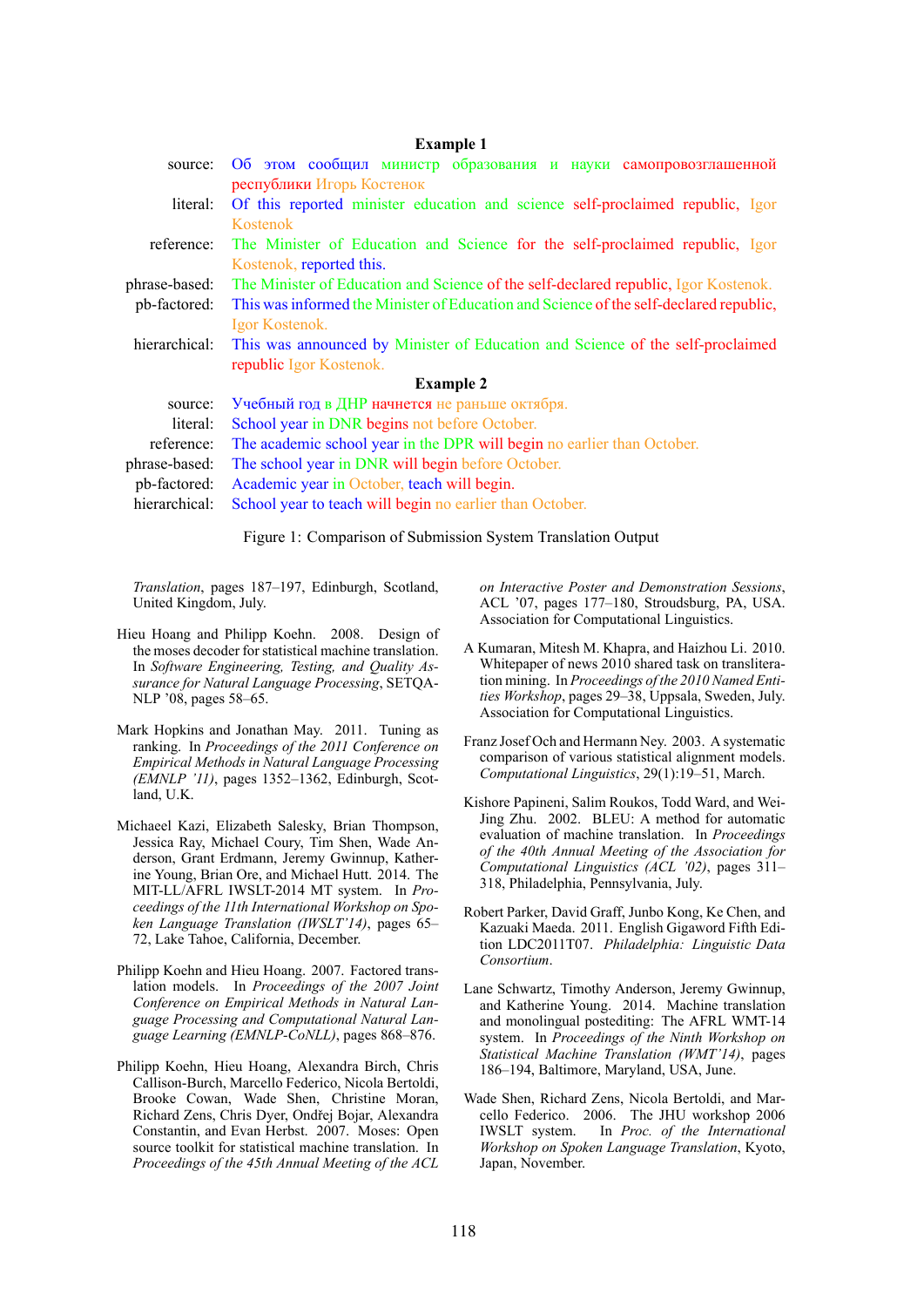**Example 1**

| | |
|---|---|
| source: | Об этом сообщил министр образования и науки самопровозглашенной республики Игорь Костенок |
| literal: | Of this reported minister education and science self-proclaimed republic, Igor Kostenok |
| reference: | The Minister of Education and Science for the self-proclaimed republic, Igor Kostenok, reported this. |
| phrase-based: | The Minister of Education and Science of the self-declared republic, Igor Kostenok. |
| pb-factored: | This was informed the Minister of Education and Science of the self-declared republic, Igor Kostenok. |
| hierarchical: | This was announced by Minister of Education and Science of the self-proclaimed republic Igor Kostenok. |

**Example 2**

| | |
|---|---|
| source: | Учебный год в ДНР начнется не раньше октября. |
| literal: | School year in DNR begins not before October. |
| reference: | The academic school year in the DPR will begin no earlier than October. |
| phrase-based: | The school year in DNR will begin before October. |
| pb-factored: | Academic year in October, teach will begin. |
| hierarchical: | School year to teach will begin no earlier than October. |

Figure 1: Comparison of Submission System Translation Output

*Translation*, pages 187–197, Edinburgh, Scotland, United Kingdom, July.

Hieu Hoang and Philipp Koehn. 2008. Design of the moses decoder for statistical machine translation. In *Software Engineering, Testing, and Quality Assurance for Natural Language Processing*, SETQA-NLP '08, pages 58–65.

Mark Hopkins and Jonathan May. 2011. Tuning as ranking. In *Proceedings of the 2011 Conference on Empirical Methods in Natural Language Processing (EMNLP '11)*, pages 1352–1362, Edinburgh, Scotland, U.K.

Michaeel Kazi, Elizabeth Salesky, Brian Thompson, Jessica Ray, Michael Coury, Tim Shen, Wade Anderson, Grant Erdmann, Jeremy Gwinnup, Katherine Young, Brian Ore, and Michael Hutt. 2014. The MIT-LL/AFRL IWSLT-2014 MT system. In *Proceedings of the 11th International Workshop on Spoken Language Translation (IWSLT'14)*, pages 65–72, Lake Tahoe, California, December.

Philipp Koehn and Hieu Hoang. 2007. Factored translation models. In *Proceedings of the 2007 Joint Conference on Empirical Methods in Natural Language Processing and Computational Natural Language Learning (EMNLP-CoNLL)*, pages 868–876.

Philipp Koehn, Hieu Hoang, Alexandra Birch, Chris Callison-Burch, Marcello Federico, Nicola Bertoldi, Brooke Cowan, Wade Shen, Christine Moran, Richard Zens, Chris Dyer, Ondřej Bojar, Alexandra Constantin, and Evan Herbst. 2007. Moses: Open source toolkit for statistical machine translation. In *Proceedings of the 45th Annual Meeting of the ACL on Interactive Poster and Demonstration Sessions*, ACL '07, pages 177–180, Stroudsburg, PA, USA. Association for Computational Linguistics.

A Kumaran, Mitesh M. Khapra, and Haizhou Li. 2010. Whitepaper of news 2010 shared task on transliteration mining. In *Proceedings of the 2010 Named Entities Workshop*, pages 29–38, Uppsala, Sweden, July. Association for Computational Linguistics.

Franz Josef Och and Hermann Ney. 2003. A systematic comparison of various statistical alignment models. *Computational Linguistics*, 29(1):19–51, March.

Kishore Papineni, Salim Roukos, Todd Ward, and Wei-Jing Zhu. 2002. BLEU: A method for automatic evaluation of machine translation. In *Proceedings of the 40th Annual Meeting of the Association for Computational Linguistics (ACL '02)*, pages 311–318, Philadelphia, Pennsylvania, July.

Robert Parker, David Graff, Junbo Kong, Ke Chen, and Kazuaki Maeda. 2011. English Gigaword Fifth Edition LDC2011T07. *Philadelphia: Linguistic Data Consortium*.

Lane Schwartz, Timothy Anderson, Jeremy Gwinnup, and Katherine Young. 2014. Machine translation and monolingual postediting: The AFRL WMT-14 system. In *Proceedings of the Ninth Workshop on Statistical Machine Translation (WMT'14)*, pages 186–194, Baltimore, Maryland, USA, June.

Wade Shen, Richard Zens, Nicola Bertoldi, and Marcello Federico. 2006. The JHU workshop 2006 IWSLT system. In *Proc. of the International Workshop on Spoken Language Translation*, Kyoto, Japan, November.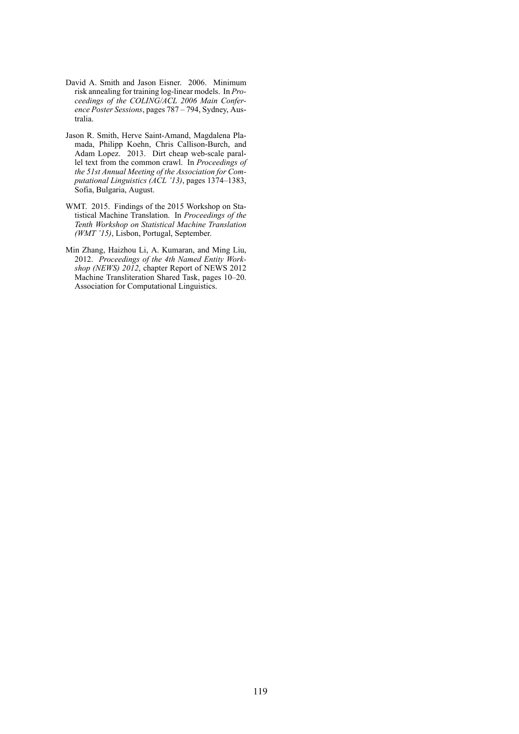David A. Smith and Jason Eisner. 2006. Minimum risk annealing for training log-linear models. In *Proceedings of the COLING/ACL 2006 Main Conference Poster Sessions*, pages 787 – 794, Sydney, Australia.

Jason R. Smith, Herve Saint-Amand, Magdalena Plamada, Philipp Koehn, Chris Callison-Burch, and Adam Lopez. 2013. Dirt cheap web-scale parallel text from the common crawl. In *Proceedings of the 51st Annual Meeting of the Association for Computational Linguistics (ACL '13)*, pages 1374–1383, Sofia, Bulgaria, August.

WMT. 2015. Findings of the 2015 Workshop on Statistical Machine Translation. In *Proceedings of the Tenth Workshop on Statistical Machine Translation (WMT '15)*, Lisbon, Portugal, September.

Min Zhang, Haizhou Li, A. Kumaran, and Ming Liu, 2012. *Proceedings of the 4th Named Entity Workshop (NEWS) 2012*, chapter Report of NEWS 2012 Machine Transliteration Shared Task, pages 10–20. Association for Computational Linguistics.